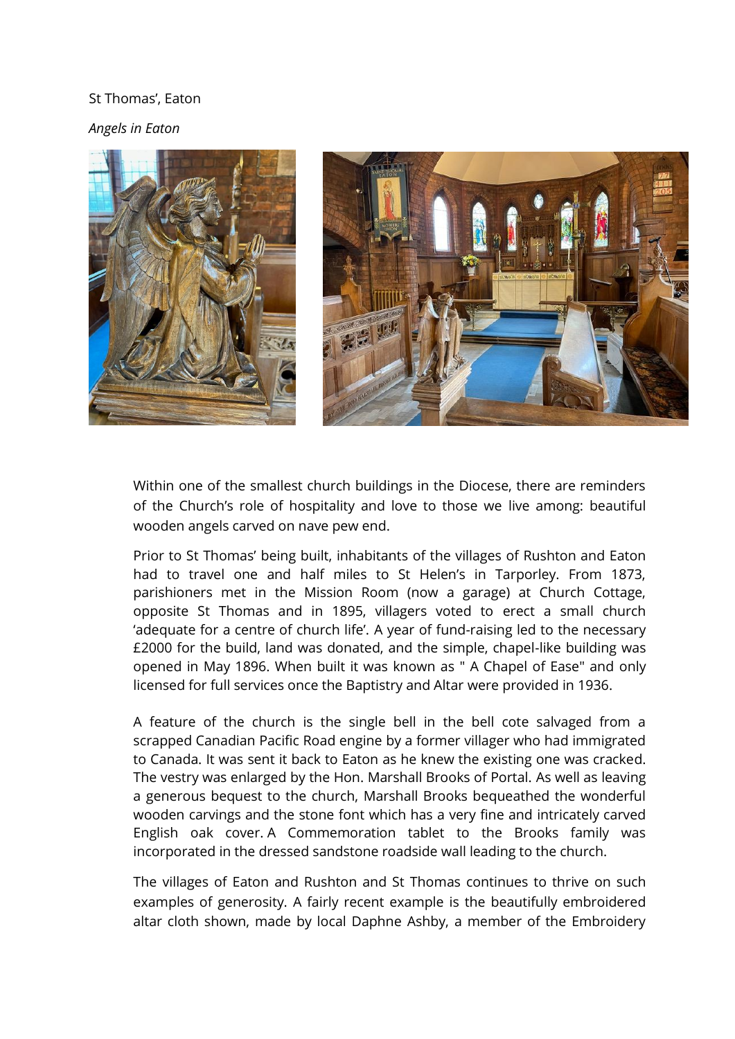St Thomas', Eaton

*Angels in Eaton*

Within one of the smallest church buildings in the Diocese, there are reminders of the Church's role of hospitality and love to those we live among: beautiful wooden angels carved on nave pew end.

Prior to St Thomas' being built, inhabitants of the villages of Rushton and Eaton had to travel one and half miles to St Helen's in Tarporley. From 1873, parishioners met in the Mission Room (now a garage) at Church Cottage, opposite St Thomas and in 1895, villagers voted to erect a small church 'adequate for a centre of church life'. A year of fund-raising led to the necessary £2000 for the build, land was donated, and the simple, chapel-like building was opened in May 1896. When built it was known as " A Chapel of Ease" and only licensed for full services once the Baptistry and Altar were provided in 1936.

A feature of the church is the single bell in the bell cote salvaged from a scrapped Canadian Pacific Road engine by a former villager who had immigrated to Canada. It was sent it back to Eaton as he knew the existing one was cracked. The vestry was enlarged by the Hon. Marshall Brooks of Portal. As well as leaving a generous bequest to the church, Marshall Brooks bequeathed the wonderful wooden carvings and the stone font which has a very fine and intricately carved English oak cover. A Commemoration tablet to the Brooks family was incorporated in the dressed sandstone roadside wall leading to the church.

The villages of Eaton and Rushton and St Thomas continues to thrive on such examples of generosity. A fairly recent example is the beautifully embroidered altar cloth shown, made by local Daphne Ashby, a member of the Embroidery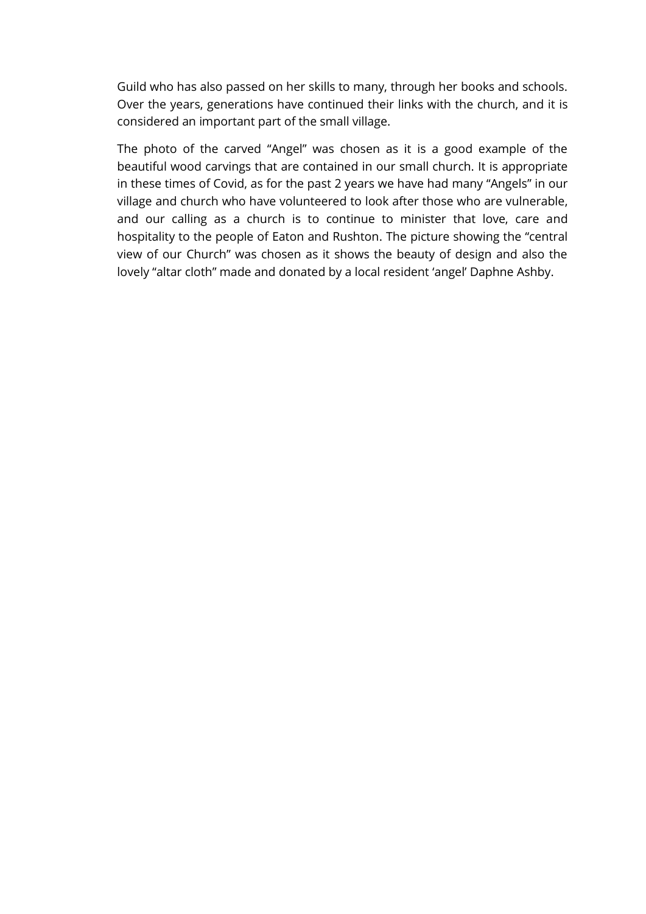Guild who has also passed on her skills to many, through her books and schools. Over the years, generations have continued their links with the church, and it is considered an important part of the small village.

The photo of the carved "Angel" was chosen as it is a good example of the beautiful wood carvings that are contained in our small church. It is appropriate in these times of Covid, as for the past 2 years we have had many "Angels" in our village and church who have volunteered to look after those who are vulnerable, and our calling as a church is to continue to minister that love, care and hospitality to the people of Eaton and Rushton. The picture showing the "central view of our Church" was chosen as it shows the beauty of design and also the lovely "altar cloth" made and donated by a local resident 'angel' Daphne Ashby.